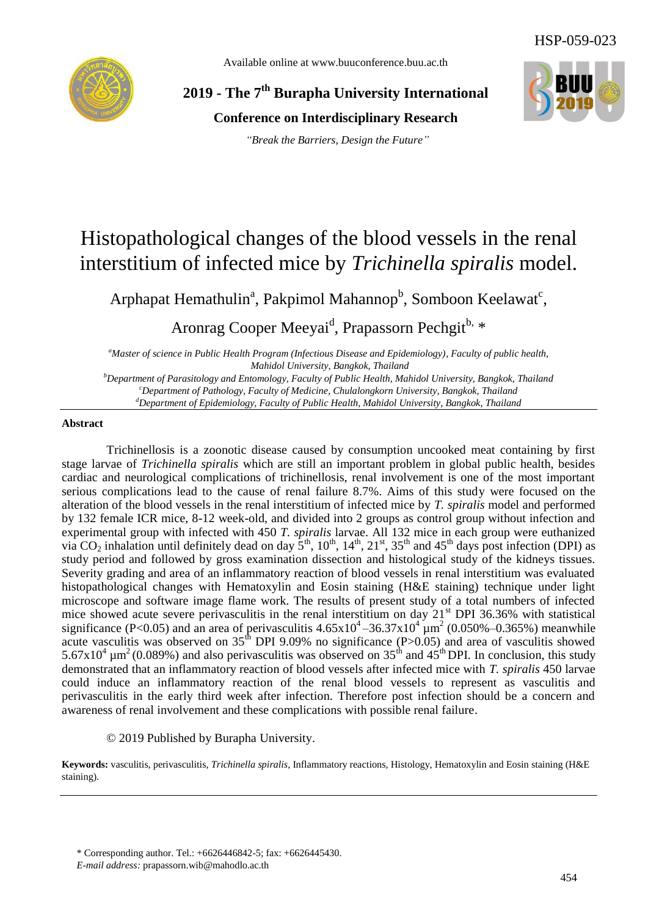HSP-059-023

Available online at www.buuconference.buu.ac.th

**2019 - The 7th Burapha University International Conference on Interdisciplinary Research**

*"Break the Barriers, Design the Future"*

# Histopathological changes of the blood vessels in the renal interstitium of infected mice by *Trichinella spiralis* model.

Arphapat Hemathulin[a], Pakpimol Mahannop[b], Somboon Keelawat[c], Aronrag Cooper Meeyai[d], Prapassorn Pechgit[b,] *

[a]*Master of science in Public Health Program (Infectious Disease and Epidemiology), Faculty of public health, Mahidol University, Bangkok, Thailand*

[b]*Department of Parasitology and Entomology, Faculty of Public Health, Mahidol University, Bangkok, Thailand*

[c]*Department of Pathology, Faculty of Medicine, Chulalongkorn University, Bangkok, Thailand*

[d]*Department of Epidemiology, Faculty of Public Health, Mahidol University, Bangkok, Thailand*

**Abstract**

Trichinellosis is a zoonotic disease caused by consumption uncooked meat containing by first stage larvae of *Trichinella spiralis* which are still an important problem in global public health, besides cardiac and neurological complications of trichinellosis, renal involvement is one of the most important serious complications lead to the cause of renal failure 8.7%. Aims of this study were focused on the alteration of the blood vessels in the renal interstitium of infected mice by *T. spiralis* model and performed by 132 female ICR mice, 8-12 week-old, and divided into 2 groups as control group without infection and experimental group with infected with 450 *T. spiralis* larvae. All 132 mice in each group were euthanized via $CO_2$ inhalation until definitely dead on day 5th, 10th, 14th, 21st, 35th and 45th days post infection (DPI) as study period and followed by gross examination dissection and histological study of the kidneys tissues. Severity grading and area of an inflammatory reaction of blood vessels in renal interstitium was evaluated histopathological changes with Hematoxylin and Eosin staining (H&E staining) technique under light microscope and software image flame work. The results of present study of a total numbers of infected mice showed acute severe perivasculitis in the renal interstitium on day 21st DPI 36.36% with statistical significance ($P<0.05$) and an area of perivasculitis $4.65x10^4$–$36.37x10^4$ $\mu m^2$ (0.050%–0.365%) meanwhile acute vasculitis was observed on 35th DPI 9.09% no significance ($P>0.05$) and area of vasculitis showed $5.67x10^4$ $\mu m^2$ (0.089%) and also perivasculitis was observed on 35th and 45th DPI. In conclusion, this study demonstrated that an inflammatory reaction of blood vessels after infected mice with *T. spiralis* 450 larvae could induce an inflammatory reaction of the renal blood vessels to represent as vasculitis and perivasculitis in the early third week after infection. Therefore post infection should be a concern and awareness of renal involvement and these complications with possible renal failure.

© 2019 Published by Burapha University.

**Keywords:** vasculitis, perivasculitis, *Trichinella spiralis*, Inflammatory reactions, Histology, Hematoxylin and Eosin staining (H&E staining).

\* Corresponding author. Tel.: +6626446842-5; fax: +6626445430.
*E-mail address:* prapassorn.wib@mahodlo.ac.th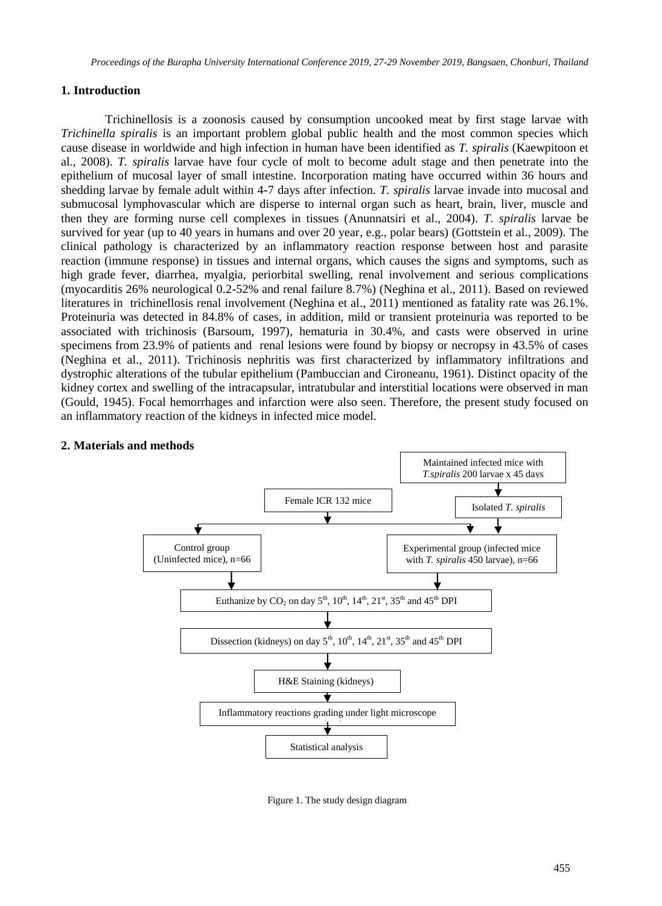## 1. Introduction

Trichinellosis is a zoonosis caused by consumption uncooked meat by first stage larvae with *Trichinella spiralis* is an important problem global public health and the most common species which cause disease in worldwide and high infection in human have been identified as *T. spiralis* (Kaewpitoon et al., 2008). *T. spiralis* larvae have four cycle of molt to become adult stage and then penetrate into the epithelium of mucosal layer of small intestine. Incorporation mating have occurred within 36 hours and shedding larvae by female adult within 4-7 days after infection. *T. spiralis* larvae invade into mucosal and submucosal lymphovascular which are disperse to internal organ such as heart, brain, liver, muscle and then they are forming nurse cell complexes in tissues (Anunnatsiri et al., 2004). *T. spiralis* larvae be survived for year (up to 40 years in humans and over 20 year, e.g., polar bears) (Gottstein et al., 2009). The clinical pathology is characterized by an inflammatory reaction response between host and parasite reaction (immune response) in tissues and internal organs, which causes the signs and symptoms, such as high grade fever, diarrhea, myalgia, periorbital swelling, renal involvement and serious complications (myocarditis 26% neurological 0.2-52% and renal failure 8.7%) (Neghina et al., 2011). Based on reviewed literatures in trichinellosis renal involvement (Neghina et al., 2011) mentioned as fatality rate was 26.1%. Proteinuria was detected in 84.8% of cases, in addition, mild or transient proteinuria was reported to be associated with trichinosis (Barsoum, 1997), hematuria in 30.4%, and casts were observed in urine specimens from 23.9% of patients and renal lesions were found by biopsy or necropsy in 43.5% of cases (Neghina et al., 2011). Trichinosis nephritis was first characterized by inflammatory infiltrations and dystrophic alterations of the tubular epithelium (Pambuccian and Cironeanu, 1961). Distinct opacity of the kidney cortex and swelling of the intracapsular, intratubular and interstitial locations were observed in man (Gould, 1945). Focal hemorrhages and infarction were also seen. Therefore, the present study focused on an inflammatory reaction of the kidneys in infected mice model.

## 2. Materials and methods

Maintained infected mice with *T.spiralis* 200 larvae x 45 days → Isolated *T. spiralis*

Female ICR 132 mice

Control group (Uninfected mice), n=66

Experimental group (infected mice with *T. spiralis* 450 larvae), n=66

Euthanize by $CO_2$ on day 5th, 10th, 14th, 21st, 35th and 45th DPI

Dissection (kidneys) on day 5th, 10th, 14th, 21st, 35th and 45th DPI

H&E Staining (kidneys)

Inflammatory reactions grading under light microscope

Statistical analysis

Figure 1. The study design diagram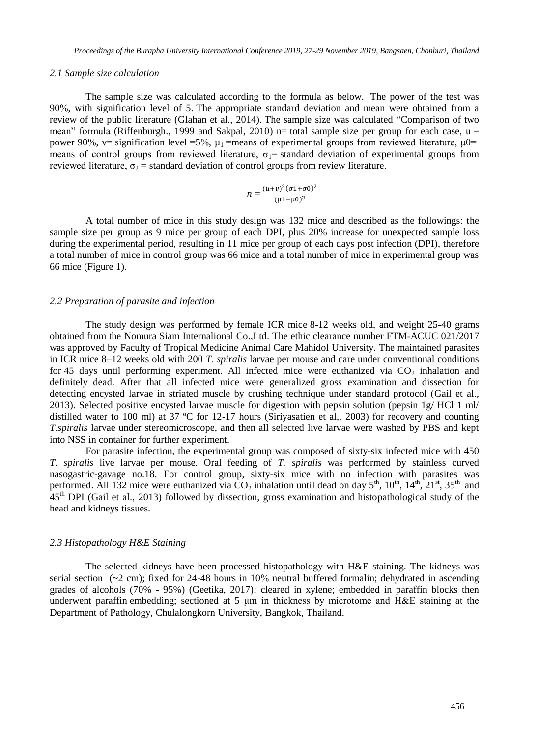### *2.1 Sample size calculation*

The sample size was calculated according to the formula as below. The power of the test was 90%, with signification level of 5. The appropriate standard deviation and mean were obtained from a review of the public literature (Glahan et al., 2014). The sample size was calculated "Comparison of two mean" formula (Riffenburgh., 1999 and Sakpal, 2010) n= total sample size per group for each case, u = power 90%, v= signification level =5%, $\mu_1$ =means of experimental groups from reviewed literature, $\mu 0$= means of control groups from reviewed literature, $\sigma_1$= standard deviation of experimental groups from reviewed literature, $\sigma_2$ = standard deviation of control groups from review literature.

$$n = \frac{(u+v)^2(\sigma 1+\sigma 0)^2}{(\mu 1-\mu 0)^2}$$

A total number of mice in this study design was 132 mice and described as the followings: the sample size per group as 9 mice per group of each DPI, plus 20% increase for unexpected sample loss during the experimental period, resulting in 11 mice per group of each days post infection (DPI), therefore a total number of mice in control group was 66 mice and a total number of mice in experimental group was 66 mice (Figure 1).

### *2.2 Preparation of parasite and infection*

The study design was performed by female ICR mice 8-12 weeks old, and weight 25-40 grams obtained from the Nomura Siam Internalional Co.,Ltd. The ethic clearance number FTM-ACUC 021/2017 was approved by Faculty of Tropical Medicine Animal Care Mahidol University. The maintained parasites in ICR mice 8–12 weeks old with 200 *T. spiralis* larvae per mouse and care under conventional conditions for 45 days until performing experiment. All infected mice were euthanized via $CO_2$ inhalation and definitely dead. After that all infected mice were generalized gross examination and dissection for detecting encysted larvae in striated muscle by crushing technique under standard protocol (Gail et al., 2013). Selected positive encysted larvae muscle for digestion with pepsin solution (pepsin 1g/ HCl 1 ml/ distilled water to 100 ml) at 37 ºC for 12-17 hours (Siriyasatien et al,. 2003) for recovery and counting *T.spiralis* larvae under stereomicroscope, and then all selected live larvae were washed by PBS and kept into NSS in container for further experiment.

For parasite infection, the experimental group was composed of sixty-six infected mice with 450 *T. spiralis* live larvae per mouse. Oral feeding of *T. spiralis* was performed by stainless curved nasogastric-gavage no.18. For control group, sixty-six mice with no infection with parasites was performed. All 132 mice were euthanized via $CO_2$ inhalation until dead on day $5^{th}$, $10^{th}$, $14^{th}$, $21^{st}$, $35^{th}$ and $45^{th}$ DPI (Gail et al., 2013) followed by dissection, gross examination and histopathological study of the head and kidneys tissues.

### *2.3 Histopathology H&E Staining*

The selected kidneys have been processed histopathology with H&E staining. The kidneys was serial section (~2 cm); fixed for 24-48 hours in 10% neutral buffered formalin; dehydrated in ascending grades of alcohols (70% - 95%) (Geetika, 2017); cleared in xylene; embedded in paraffin blocks then underwent paraffin embedding; sectioned at 5 μm in thickness by microtome and H&E staining at the Department of Pathology, Chulalongkorn University, Bangkok, Thailand.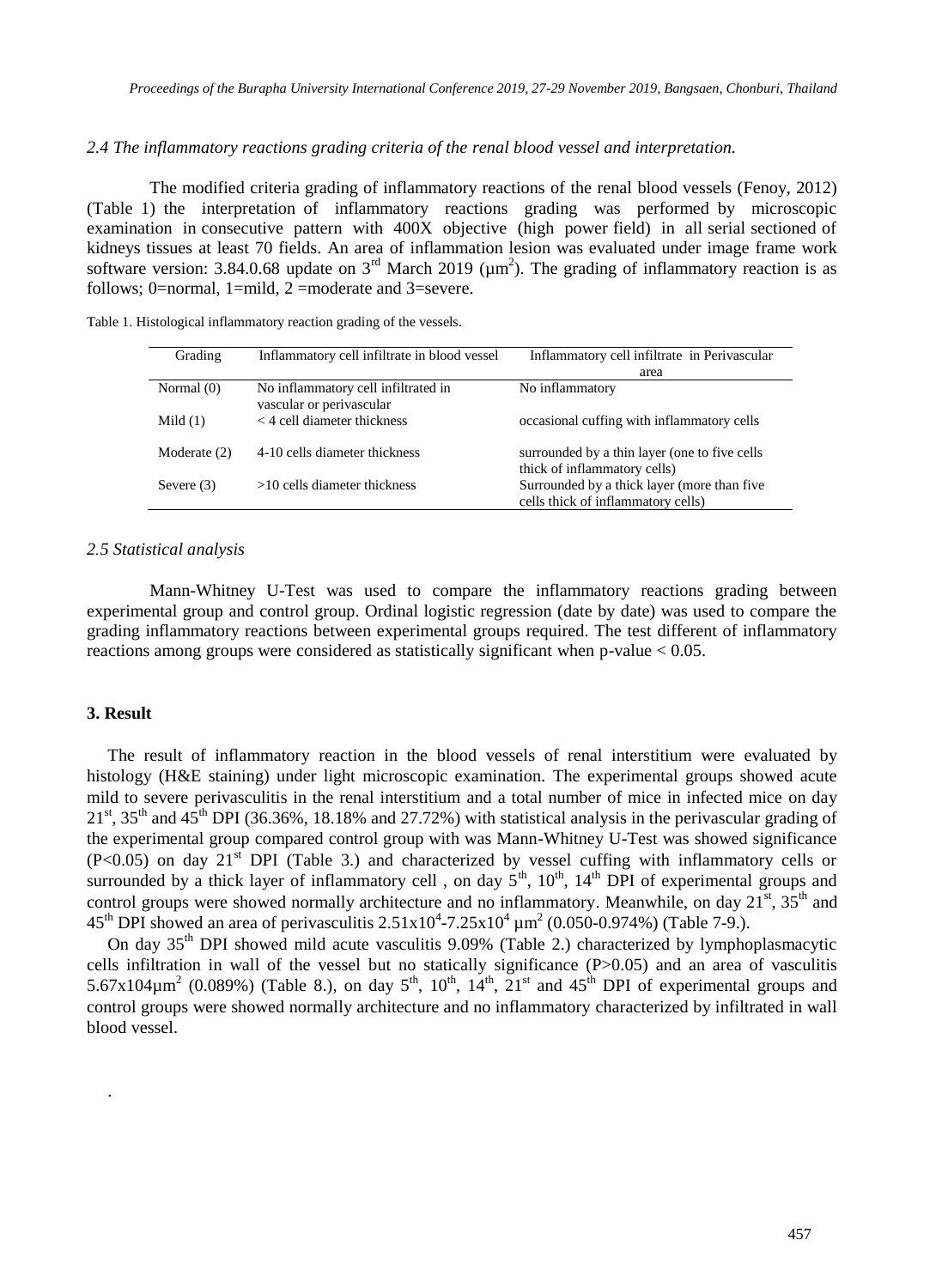*2.4 The inflammatory reactions grading criteria of the renal blood vessel and interpretation.*

The modified criteria grading of inflammatory reactions of the renal blood vessels (Fenoy, 2012) (Table 1) the interpretation of inflammatory reactions grading was performed by microscopic examination in consecutive pattern with 400X objective (high power field) in all serial sectioned of kidneys tissues at least 70 fields. An area of inflammation lesion was evaluated under image frame work software version: 3.84.0.68 update on 3rd March 2019 ($\mu m^2$). The grading of inflammatory reaction is as follows; 0=normal, 1=mild, 2 =moderate and 3=severe.

Table 1. Histological inflammatory reaction grading of the vessels.

| Grading | Inflammatory cell infiltrate in blood vessel | Inflammatory cell infiltrate in Perivascular area |
|---|---|---|
| Normal (0) | No inflammatory cell infiltrated in vascular or perivascular | No inflammatory |
| Mild (1) | < 4 cell diameter thickness | occasional cuffing with inflammatory cells |
| Moderate (2) | 4-10 cells diameter thickness | surrounded by a thin layer (one to five cells thick of inflammatory cells) |
| Severe (3) | >10 cells diameter thickness | Surrounded by a thick layer (more than five cells thick of inflammatory cells) |

*2.5 Statistical analysis*

Mann-Whitney U-Test was used to compare the inflammatory reactions grading between experimental group and control group. Ordinal logistic regression (date by date) was used to compare the grading inflammatory reactions between experimental groups required. The test different of inflammatory reactions among groups were considered as statistically significant when p-value < 0.05.

## 3. Result

The result of inflammatory reaction in the blood vessels of renal interstitium were evaluated by histology (H&E staining) under light microscopic examination. The experimental groups showed acute mild to severe perivasculitis in the renal interstitium and a total number of mice in infected mice on day 21st, 35th and 45th DPI (36.36%, 18.18% and 27.72%) with statistical analysis in the perivascular grading of the experimental group compared control group with was Mann-Whitney U-Test was showed significance ($P<0.05$) on day 21st DPI (Table 3.) and characterized by vessel cuffing with inflammatory cells or surrounded by a thick layer of inflammatory cell , on day 5th, 10th, 14th DPI of experimental groups and control groups were showed normally architecture and no inflammatory. Meanwhile, on day 21st, 35th and 45th DPI showed an area of perivasculitis $2.51x10^4$-$7.25x10^4$ $\mu m^2$ (0.050-0.974%) (Table 7-9.).

On day 35th DPI showed mild acute vasculitis 9.09% (Table 2.) characterized by lymphoplasmacytic cells infiltration in wall of the vessel but no statically significance ($P>0.05$) and an area of vasculitis 5.67x104$\mu m^2$ (0.089%) (Table 8.), on day 5th, 10th, 14th, 21st and 45th DPI of experimental groups and control groups were showed normally architecture and no inflammatory characterized by infiltrated in wall blood vessel.

.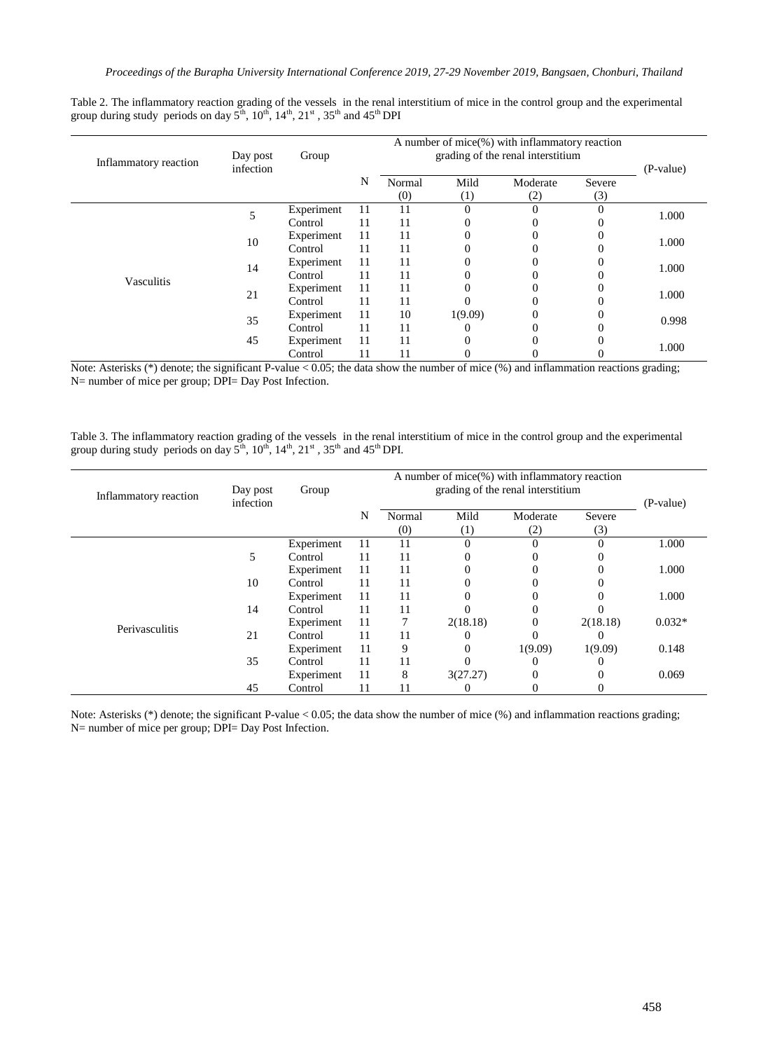Table 2. The inflammatory reaction grading of the vessels in the renal interstitium of mice in the control group and the experimental group during study periods on day 5th, 10th, 14th, 21st, 35th and 45th DPI

| Inflammatory reaction | Day post infection | Group | A number of mice(%) with inflammatory reaction grading of the renal interstitium | | | | | (P-value) |
|---|---|---|---|---|---|---|---|---|
| | | | N | Normal (0) | Mild (1) | Moderate (2) | Severe (3) | |
| Vasculitis | 5 | Experiment | 11 | 11 | 0 | 0 | 0 | 1.000 |
| | | Control | 11 | 11 | 0 | 0 | 0 | |
| | 10 | Experiment | 11 | 11 | 0 | 0 | 0 | 1.000 |
| | | Control | 11 | 11 | 0 | 0 | 0 | |
| | 14 | Experiment | 11 | 11 | 0 | 0 | 0 | 1.000 |
| | | Control | 11 | 11 | 0 | 0 | 0 | |
| | 21 | Experiment | 11 | 11 | 0 | 0 | 0 | 1.000 |
| | | Control | 11 | 11 | 0 | 0 | 0 | |
| | 35 | Experiment | 11 | 10 | 1(9.09) | 0 | 0 | 0.998 |
| | | Control | 11 | 11 | 0 | 0 | 0 | |
| | 45 | Experiment | 11 | 11 | 0 | 0 | 0 | 1.000 |
| | | Control | 11 | 11 | 0 | 0 | 0 | |

Note: Asterisks (*) denote; the significant P-value < 0.05; the data show the number of mice (%) and inflammation reactions grading; N= number of mice per group; DPI= Day Post Infection.

Table 3. The inflammatory reaction grading of the vessels in the renal interstitium of mice in the control group and the experimental group during study periods on day 5th, 10th, 14th, 21st, 35th and 45th DPI.

| Inflammatory reaction | Day post infection | Group | A number of mice(%) with inflammatory reaction grading of the renal interstitium | | | | | (P-value) |
|---|---|---|---|---|---|---|---|---|
| | | | N | Normal (0) | Mild (1) | Moderate (2) | Severe (3) | |
| Perivasculitis | 5 | Experiment | 11 | 11 | 0 | 0 | 0 | 1.000 |
| | | Control | 11 | 11 | 0 | 0 | 0 | |
| | 10 | Experiment | 11 | 11 | 0 | 0 | 0 | 1.000 |
| | | Control | 11 | 11 | 0 | 0 | 0 | |
| | 14 | Experiment | 11 | 11 | 0 | 0 | 0 | 1.000 |
| | | Control | 11 | 11 | 0 | 0 | 0 | |
| | 21 | Experiment | 11 | 7 | 2(18.18) | 0 | 2(18.18) | 0.032* |
| | | Control | 11 | 11 | 0 | 0 | 0 | |
| | 35 | Experiment | 11 | 9 | 0 | 1(9.09) | 1(9.09) | 0.148 |
| | | Control | 11 | 11 | 0 | 0 | 0 | |
| | 45 | Experiment | 11 | 8 | 3(27.27) | 0 | 0 | 0.069 |
| | | Control | 11 | 11 | 0 | 0 | 0 | |

Note: Asterisks (*) denote; the significant P-value < 0.05; the data show the number of mice (%) and inflammation reactions grading; N= number of mice per group; DPI= Day Post Infection.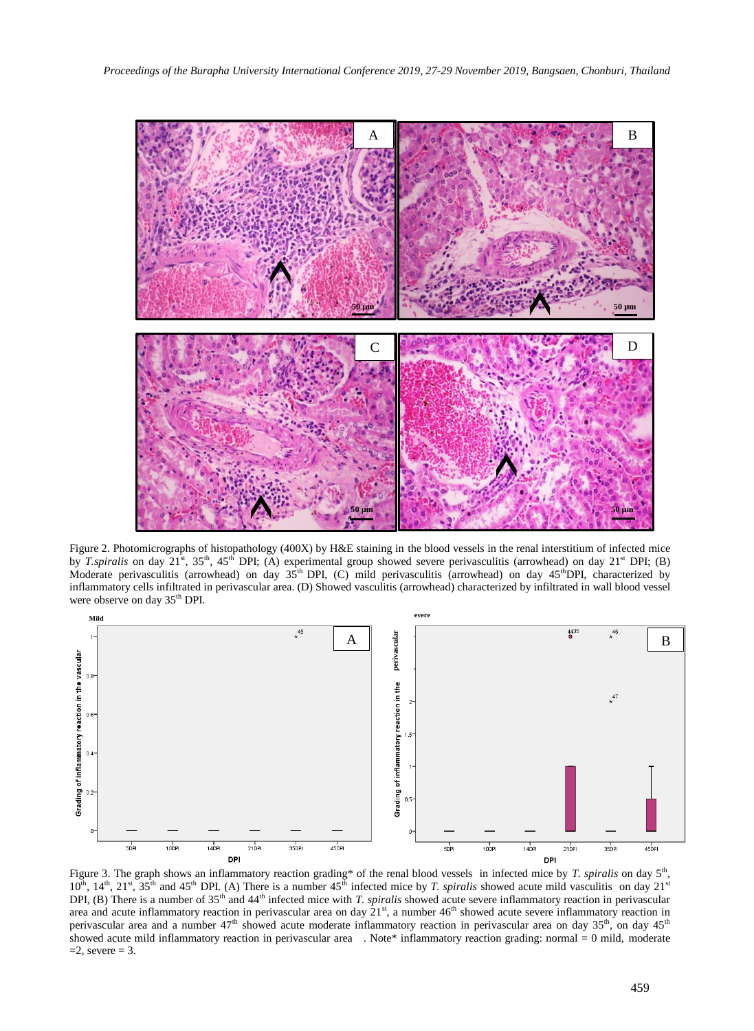Figure 2. Photomicrographs of histopathology (400X) by H&E staining in the blood vessels in the renal interstitium of infected mice by *T.spiralis* on day 21st, 35th, 45th DPI; (A) experimental group showed severe perivasculitis (arrowhead) on day 21st DPI; (B) Moderate perivasculitis (arrowhead) on day 35th DPI, (C) mild perivasculitis (arrowhead) on day 45thDPI, characterized by inflammatory cells infiltrated in perivascular area. (D) Showed vasculitis (arrowhead) characterized by infiltrated in wall blood vessel were observe on day 35th DPI.

Figure 3. The graph shows an inflammatory reaction grading* of the renal blood vessels in infected mice by *T. spiralis* on day 5th, 10th, 14th, 21st, 35th and 45th DPI. (A) There is a number 45th infected mice by *T. spiralis* showed acute mild vasculitis on day 21st DPI, (B) There is a number of 35th and 44th infected mice with *T. spiralis* showed acute severe inflammatory reaction in perivascular area and acute inflammatory reaction in perivascular area on day 21st, a number 46th showed acute severe inflammatory reaction in perivascular area and a number 47th showed acute moderate inflammatory reaction in perivascular area on day 35th, on day 45th showed acute mild inflammatory reaction in perivascular area . Note* inflammatory reaction grading: normal = 0 mild, moderate =2, severe = 3.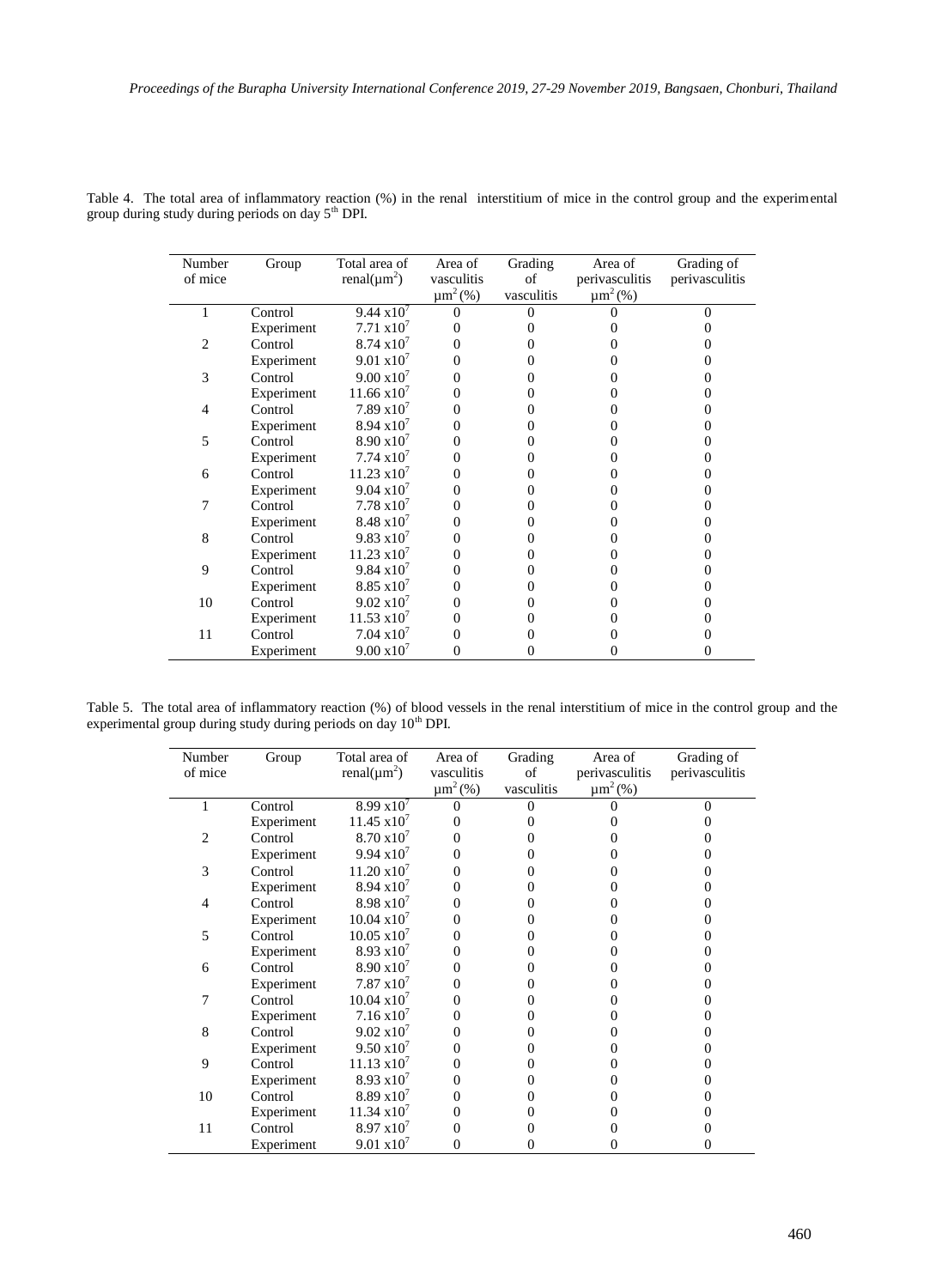Table 4. The total area of inflammatory reaction (%) in the renal interstitium of mice in the control group and the experimental group during study during periods on day 5$^{th}$ DPI.

| Number of mice | Group | Total area of renal($\mu m^2$) | Area of vasculitis $\mu m^2$(%) | Grading of vasculitis | Area of perivasculitis $\mu m^2$(%) | Grading of perivasculitis |
|---|---|---|---|---|---|---|
| 1 | Control | $9.44 \times 10^7$ | 0 | 0 | 0 | 0 |
| | Experiment | $7.71 \times 10^7$ | 0 | 0 | 0 | 0 |
| 2 | Control | $8.74 \times 10^7$ | 0 | 0 | 0 | 0 |
| | Experiment | $9.01 \times 10^7$ | 0 | 0 | 0 | 0 |
| 3 | Control | $9.00 \times 10^7$ | 0 | 0 | 0 | 0 |
| | Experiment | $11.66 \times 10^7$ | 0 | 0 | 0 | 0 |
| 4 | Control | $7.89 \times 10^7$ | 0 | 0 | 0 | 0 |
| | Experiment | $8.94 \times 10^7$ | 0 | 0 | 0 | 0 |
| 5 | Control | $8.90 \times 10^7$ | 0 | 0 | 0 | 0 |
| | Experiment | $7.74 \times 10^7$ | 0 | 0 | 0 | 0 |
| 6 | Control | $11.23 \times 10^7$ | 0 | 0 | 0 | 0 |
| | Experiment | $9.04 \times 10^7$ | 0 | 0 | 0 | 0 |
| 7 | Control | $7.78 \times 10^7$ | 0 | 0 | 0 | 0 |
| | Experiment | $8.48 \times 10^7$ | 0 | 0 | 0 | 0 |
| 8 | Control | $9.83 \times 10^7$ | 0 | 0 | 0 | 0 |
| | Experiment | $11.23 \times 10^7$ | 0 | 0 | 0 | 0 |
| 9 | Control | $9.84 \times 10^7$ | 0 | 0 | 0 | 0 |
| | Experiment | $8.85 \times 10^7$ | 0 | 0 | 0 | 0 |
| 10 | Control | $9.02 \times 10^7$ | 0 | 0 | 0 | 0 |
| | Experiment | $11.53 \times 10^7$ | 0 | 0 | 0 | 0 |
| 11 | Control | $7.04 \times 10^7$ | 0 | 0 | 0 | 0 |
| | Experiment | $9.00 \times 10^7$ | 0 | 0 | 0 | 0 |

Table 5. The total area of inflammatory reaction (%) of blood vessels in the renal interstitium of mice in the control group and the experimental group during study during periods on day 10$^{th}$ DPI.

| Number of mice | Group | Total area of renal($\mu m^2$) | Area of vasculitis $\mu m^2$(%) | Grading of vasculitis | Area of perivasculitis $\mu m^2$(%) | Grading of perivasculitis |
|---|---|---|---|---|---|---|
| 1 | Control | $8.99 \times 10^7$ | 0 | 0 | 0 | 0 |
| | Experiment | $11.45 \times 10^7$ | 0 | 0 | 0 | 0 |
| 2 | Control | $8.70 \times 10^7$ | 0 | 0 | 0 | 0 |
| | Experiment | $9.94 \times 10^7$ | 0 | 0 | 0 | 0 |
| 3 | Control | $11.20 \times 10^7$ | 0 | 0 | 0 | 0 |
| | Experiment | $8.94 \times 10^7$ | 0 | 0 | 0 | 0 |
| 4 | Control | $8.98 \times 10^7$ | 0 | 0 | 0 | 0 |
| | Experiment | $10.04 \times 10^7$ | 0 | 0 | 0 | 0 |
| 5 | Control | $10.05 \times 10^7$ | 0 | 0 | 0 | 0 |
| | Experiment | $8.93 \times 10^7$ | 0 | 0 | 0 | 0 |
| 6 | Control | $8.90 \times 10^7$ | 0 | 0 | 0 | 0 |
| | Experiment | $7.87 \times 10^7$ | 0 | 0 | 0 | 0 |
| 7 | Control | $10.04 \times 10^7$ | 0 | 0 | 0 | 0 |
| | Experiment | $7.16 \times 10^7$ | 0 | 0 | 0 | 0 |
| 8 | Control | $9.02 \times 10^7$ | 0 | 0 | 0 | 0 |
| | Experiment | $9.50 \times 10^7$ | 0 | 0 | 0 | 0 |
| 9 | Control | $11.13 \times 10^7$ | 0 | 0 | 0 | 0 |
| | Experiment | $8.93 \times 10^7$ | 0 | 0 | 0 | 0 |
| 10 | Control | $8.89 \times 10^7$ | 0 | 0 | 0 | 0 |
| | Experiment | $11.34 \times 10^7$ | 0 | 0 | 0 | 0 |
| 11 | Control | $8.97 \times 10^7$ | 0 | 0 | 0 | 0 |
| | Experiment | $9.01 \times 10^7$ | 0 | 0 | 0 | 0 |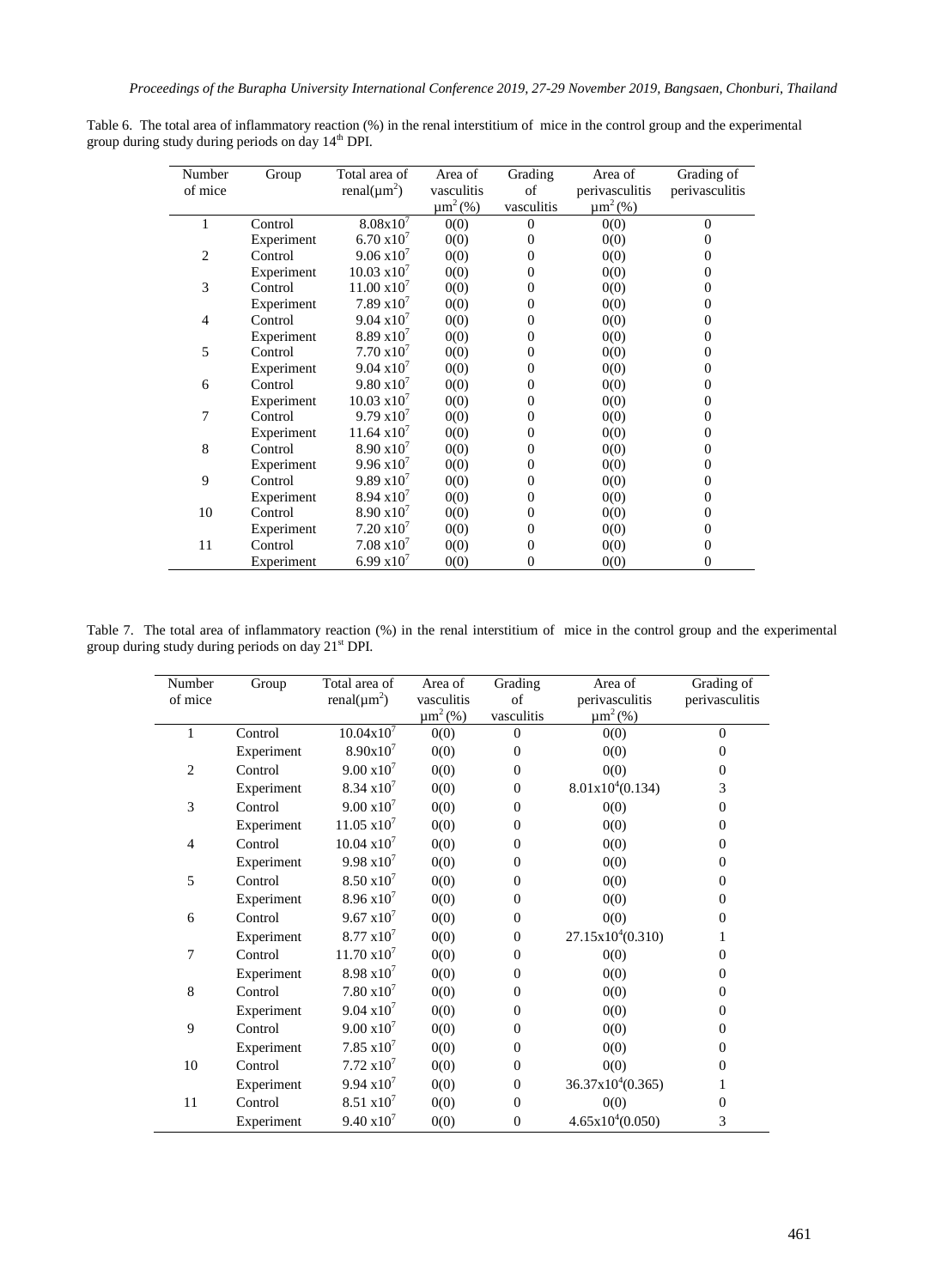Table 6. The total area of inflammatory reaction (%) in the renal interstitium of mice in the control group and the experimental group during study during periods on day $14^{th}$ DPI.

| Number of mice | Group | Total area of renal($\mu m^2$) | Area of vasculitis $\mu m^2$ (%) | Grading of vasculitis | Area of perivasculitis $\mu m^2$ (%) | Grading of perivasculitis |
|---|---|---|---|---|---|---|
| 1 | Control | $8.08 x10^7$ | 0(0) | 0 | 0(0) | 0 |
| | Experiment | $6.70 x10^7$ | 0(0) | 0 | 0(0) | 0 |
| 2 | Control | $9.06 x10^7$ | 0(0) | 0 | 0(0) | 0 |
| | Experiment | $10.03 x10^7$ | 0(0) | 0 | 0(0) | 0 |
| 3 | Control | $11.00 x10^7$ | 0(0) | 0 | 0(0) | 0 |
| | Experiment | $7.89 x10^7$ | 0(0) | 0 | 0(0) | 0 |
| 4 | Control | $9.04 x10^7$ | 0(0) | 0 | 0(0) | 0 |
| | Experiment | $8.89 x10^7$ | 0(0) | 0 | 0(0) | 0 |
| 5 | Control | $7.70 x10^7$ | 0(0) | 0 | 0(0) | 0 |
| | Experiment | $9.04 x10^7$ | 0(0) | 0 | 0(0) | 0 |
| 6 | Control | $9.80 x10^7$ | 0(0) | 0 | 0(0) | 0 |
| | Experiment | $10.03 x10^7$ | 0(0) | 0 | 0(0) | 0 |
| 7 | Control | $9.79 x10^7$ | 0(0) | 0 | 0(0) | 0 |
| | Experiment | $11.64 x10^7$ | 0(0) | 0 | 0(0) | 0 |
| 8 | Control | $8.90 x10^7$ | 0(0) | 0 | 0(0) | 0 |
| | Experiment | $9.96 x10^7$ | 0(0) | 0 | 0(0) | 0 |
| 9 | Control | $9.89 x10^7$ | 0(0) | 0 | 0(0) | 0 |
| | Experiment | $8.94 x10^7$ | 0(0) | 0 | 0(0) | 0 |
| 10 | Control | $8.90 x10^7$ | 0(0) | 0 | 0(0) | 0 |
| | Experiment | $7.20 x10^7$ | 0(0) | 0 | 0(0) | 0 |
| 11 | Control | $7.08 x10^7$ | 0(0) | 0 | 0(0) | 0 |
| | Experiment | $6.99 x10^7$ | 0(0) | 0 | 0(0) | 0 |

Table 7. The total area of inflammatory reaction (%) in the renal interstitium of mice in the control group and the experimental group during study during periods on day $21^{st}$ DPI.

| Number of mice | Group | Total area of renal($\mu m^2$) | Area of vasculitis $\mu m^2$ (%) | Grading of vasculitis | Area of perivasculitis $\mu m^2$ (%) | Grading of perivasculitis |
|---|---|---|---|---|---|---|
| 1 | Control | $10.04 x10^7$ | 0(0) | 0 | 0(0) | 0 |
| | Experiment | $8.90 x10^7$ | 0(0) | 0 | 0(0) | 0 |
| 2 | Control | $9.00 x10^7$ | 0(0) | 0 | 0(0) | 0 |
| | Experiment | $8.34 x10^7$ | 0(0) | 0 | $8.01 x10^4$(0.134) | 3 |
| 3 | Control | $9.00 x10^7$ | 0(0) | 0 | 0(0) | 0 |
| | Experiment | $11.05 x10^7$ | 0(0) | 0 | 0(0) | 0 |
| 4 | Control | $10.04 x10^7$ | 0(0) | 0 | 0(0) | 0 |
| | Experiment | $9.98 x10^7$ | 0(0) | 0 | 0(0) | 0 |
| 5 | Control | $8.50 x10^7$ | 0(0) | 0 | 0(0) | 0 |
| | Experiment | $8.96 x10^7$ | 0(0) | 0 | 0(0) | 0 |
| 6 | Control | $9.67 x10^7$ | 0(0) | 0 | 0(0) | 0 |
| | Experiment | $8.77 x10^7$ | 0(0) | 0 | $27.15 x10^4$(0.310) | 1 |
| 7 | Control | $11.70 x10^7$ | 0(0) | 0 | 0(0) | 0 |
| | Experiment | $8.98 x10^7$ | 0(0) | 0 | 0(0) | 0 |
| 8 | Control | $7.80 x10^7$ | 0(0) | 0 | 0(0) | 0 |
| | Experiment | $9.04 x10^7$ | 0(0) | 0 | 0(0) | 0 |
| 9 | Control | $9.00 x10^7$ | 0(0) | 0 | 0(0) | 0 |
| | Experiment | $7.85 x10^7$ | 0(0) | 0 | 0(0) | 0 |
| 10 | Control | $7.72 x10^7$ | 0(0) | 0 | 0(0) | 0 |
| | Experiment | $9.94 x10^7$ | 0(0) | 0 | $36.37 x10^4$(0.365) | 1 |
| 11 | Control | $8.51 x10^7$ | 0(0) | 0 | 0(0) | 0 |
| | Experiment | $9.40 x10^7$ | 0(0) | 0 | $4.65 x10^4$(0.050) | 3 |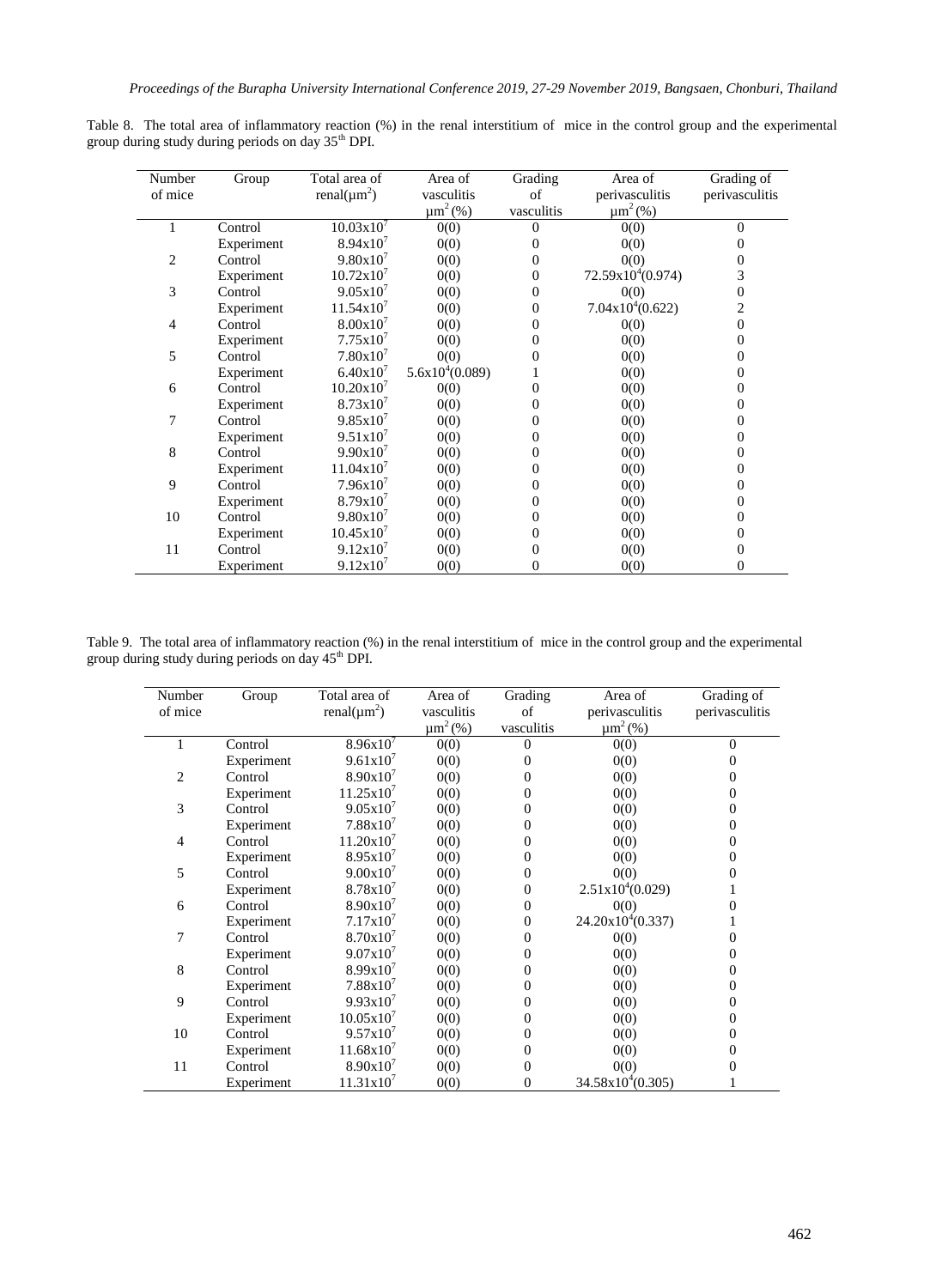Table 8. The total area of inflammatory reaction (%) in the renal interstitium of mice in the control group and the experimental group during study during periods on day 35[th] DPI.

| Number of mice | Group | Total area of renal($\mu m^2$) | Area of vasculitis $\mu m^2$ (%) | Grading of vasculitis | Area of perivasculitis $\mu m^2$ (%) | Grading of perivasculitis |
|---|---|---|---|---|---|---|
| 1 | Control | $10.03x10^7$ | 0(0) | 0 | 0(0) | 0 |
| | Experiment | $8.94x10^7$ | 0(0) | 0 | 0(0) | 0 |
| 2 | Control | $9.80x10^7$ | 0(0) | 0 | 0(0) | 0 |
| | Experiment | $10.72x10^7$ | 0(0) | 0 | $72.59x10^4$(0.974) | 3 |
| 3 | Control | $9.05x10^7$ | 0(0) | 0 | 0(0) | 0 |
| | Experiment | $11.54x10^7$ | 0(0) | 0 | $7.04x10^4$(0.622) | 2 |
| 4 | Control | $8.00x10^7$ | 0(0) | 0 | 0(0) | 0 |
| | Experiment | $7.75x10^7$ | 0(0) | 0 | 0(0) | 0 |
| 5 | Control | $7.80x10^7$ | 0(0) | 0 | 0(0) | 0 |
| | Experiment | $6.40x10^7$ | $5.6x10^4$(0.089) | 1 | 0(0) | 0 |
| 6 | Control | $10.20x10^7$ | 0(0) | 0 | 0(0) | 0 |
| | Experiment | $8.73x10^7$ | 0(0) | 0 | 0(0) | 0 |
| 7 | Control | $9.85x10^7$ | 0(0) | 0 | 0(0) | 0 |
| | Experiment | $9.51x10^7$ | 0(0) | 0 | 0(0) | 0 |
| 8 | Control | $9.90x10^7$ | 0(0) | 0 | 0(0) | 0 |
| | Experiment | $11.04x10^7$ | 0(0) | 0 | 0(0) | 0 |
| 9 | Control | $7.96x10^7$ | 0(0) | 0 | 0(0) | 0 |
| | Experiment | $8.79x10^7$ | 0(0) | 0 | 0(0) | 0 |
| 10 | Control | $9.80x10^7$ | 0(0) | 0 | 0(0) | 0 |
| | Experiment | $10.45x10^7$ | 0(0) | 0 | 0(0) | 0 |
| 11 | Control | $9.12x10^7$ | 0(0) | 0 | 0(0) | 0 |
| | Experiment | $9.12x10^7$ | 0(0) | 0 | 0(0) | 0 |

Table 9. The total area of inflammatory reaction (%) in the renal interstitium of mice in the control group and the experimental group during study during periods on day 45[th] DPI.

| Number of mice | Group | Total area of renal($\mu m^2$) | Area of vasculitis $\mu m^2$ (%) | Grading of vasculitis | Area of perivasculitis $\mu m^2$ (%) | Grading of perivasculitis |
|---|---|---|---|---|---|---|
| 1 | Control | $8.96x10^7$ | 0(0) | 0 | 0(0) | 0 |
| | Experiment | $9.61x10^7$ | 0(0) | 0 | 0(0) | 0 |
| 2 | Control | $8.90x10^7$ | 0(0) | 0 | 0(0) | 0 |
| | Experiment | $11.25x10^7$ | 0(0) | 0 | 0(0) | 0 |
| 3 | Control | $9.05x10^7$ | 0(0) | 0 | 0(0) | 0 |
| | Experiment | $7.88x10^7$ | 0(0) | 0 | 0(0) | 0 |
| 4 | Control | $11.20x10^7$ | 0(0) | 0 | 0(0) | 0 |
| | Experiment | $8.95x10^7$ | 0(0) | 0 | 0(0) | 0 |
| 5 | Control | $9.00x10^7$ | 0(0) | 0 | 0(0) | 0 |
| | Experiment | $8.78x10^7$ | 0(0) | 0 | $2.51x10^4$(0.029) | 1 |
| 6 | Control | $8.90x10^7$ | 0(0) | 0 | 0(0) | 0 |
| | Experiment | $7.17x10^7$ | 0(0) | 0 | $24.20x10^4$(0.337) | 1 |
| 7 | Control | $8.70x10^7$ | 0(0) | 0 | 0(0) | 0 |
| | Experiment | $9.07x10^7$ | 0(0) | 0 | 0(0) | 0 |
| 8 | Control | $8.99x10^7$ | 0(0) | 0 | 0(0) | 0 |
| | Experiment | $7.88x10^7$ | 0(0) | 0 | 0(0) | 0 |
| 9 | Control | $9.93x10^7$ | 0(0) | 0 | 0(0) | 0 |
| | Experiment | $10.05x10^7$ | 0(0) | 0 | 0(0) | 0 |
| 10 | Control | $9.57x10^7$ | 0(0) | 0 | 0(0) | 0 |
| | Experiment | $11.68x10^7$ | 0(0) | 0 | 0(0) | 0 |
| 11 | Control | $8.90x10^7$ | 0(0) | 0 | 0(0) | 0 |
| | Experiment | $11.31x10^7$ | 0(0) | 0 | $34.58x10^4$(0.305) | 1 |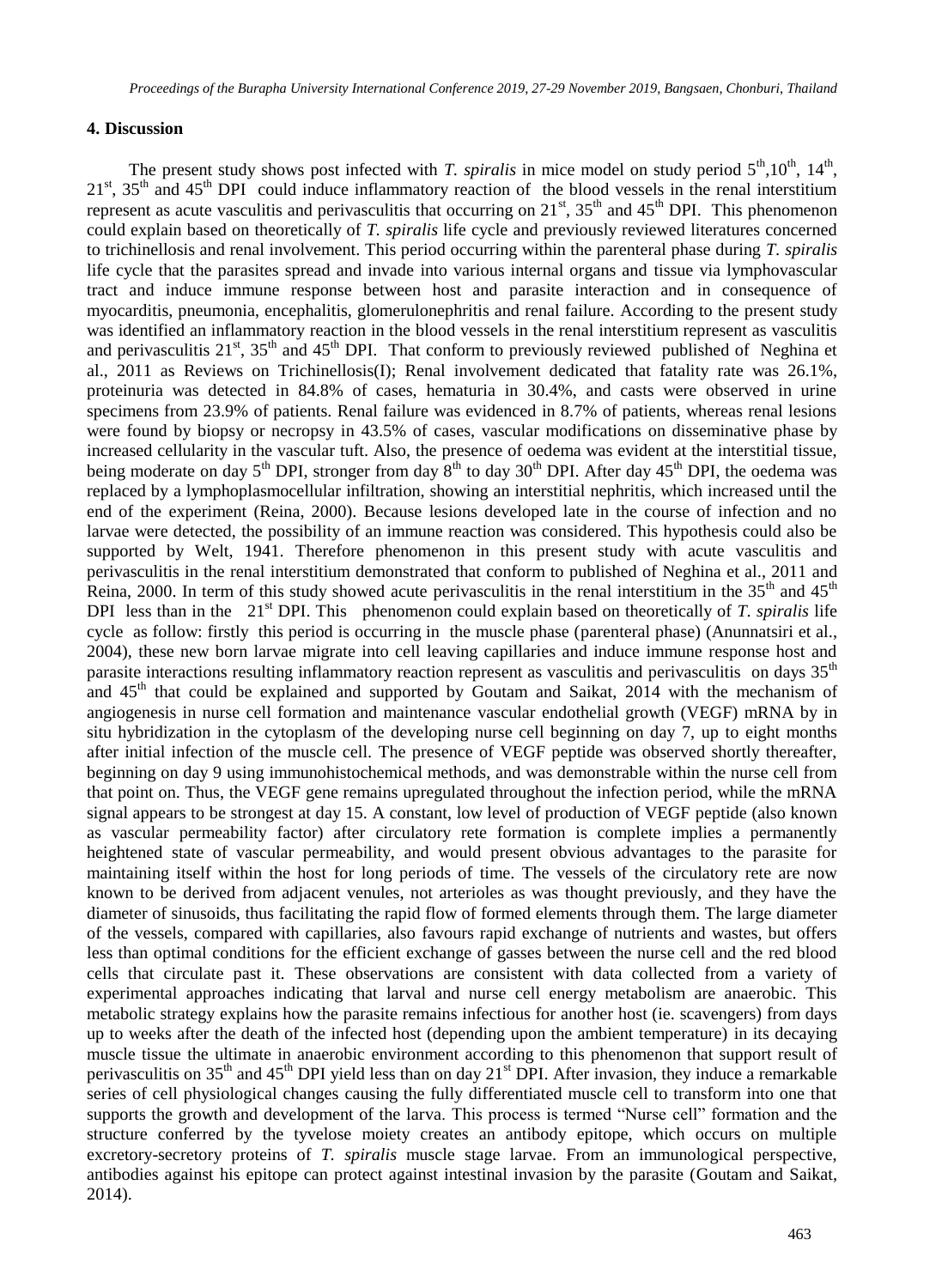## 4. Discussion

The present study shows post infected with *T. spiralis* in mice model on study period 5$^{th}$,10$^{th}$, 14$^{th}$, 21$^{st}$, 35$^{th}$ and 45$^{th}$ DPI could induce inflammatory reaction of the blood vessels in the renal interstitium represent as acute vasculitis and perivasculitis that occurring on 21$^{st}$, 35$^{th}$ and 45$^{th}$ DPI. This phenomenon could explain based on theoretically of *T. spiralis* life cycle and previously reviewed literatures concerned to trichinellosis and renal involvement. This period occurring within the parenteral phase during *T. spiralis* life cycle that the parasites spread and invade into various internal organs and tissue via lymphovascular tract and induce immune response between host and parasite interaction and in consequence of myocarditis, pneumonia, encephalitis, glomerulonephritis and renal failure. According to the present study was identified an inflammatory reaction in the blood vessels in the renal interstitium represent as vasculitis and perivasculitis 21$^{st}$, 35$^{th}$ and 45$^{th}$ DPI. That conform to previously reviewed published of Neghina et al., 2011 as Reviews on Trichinellosis(I); Renal involvement dedicated that fatality rate was 26.1%, proteinuria was detected in 84.8% of cases, hematuria in 30.4%, and casts were observed in urine specimens from 23.9% of patients. Renal failure was evidenced in 8.7% of patients, whereas renal lesions were found by biopsy or necropsy in 43.5% of cases, vascular modifications on disseminative phase by increased cellularity in the vascular tuft. Also, the presence of oedema was evident at the interstitial tissue, being moderate on day 5$^{th}$ DPI, stronger from day 8$^{th}$ to day 30$^{th}$ DPI. After day 45$^{th}$ DPI, the oedema was replaced by a lymphoplasmocellular infiltration, showing an interstitial nephritis, which increased until the end of the experiment (Reina, 2000). Because lesions developed late in the course of infection and no larvae were detected, the possibility of an immune reaction was considered. This hypothesis could also be supported by Welt, 1941. Therefore phenomenon in this present study with acute vasculitis and perivasculitis in the renal interstitium demonstrated that conform to published of Neghina et al., 2011 and Reina, 2000. In term of this study showed acute perivasculitis in the renal interstitium in the 35$^{th}$ and 45$^{th}$ DPI less than in the 21$^{st}$ DPI. This phenomenon could explain based on theoretically of *T. spiralis* life cycle as follow: firstly this period is occurring in the muscle phase (parenteral phase) (Anunnatsiri et al., 2004), these new born larvae migrate into cell leaving capillaries and induce immune response host and parasite interactions resulting inflammatory reaction represent as vasculitis and perivasculitis on days 35$^{th}$ and 45$^{th}$ that could be explained and supported by Goutam and Saikat, 2014 with the mechanism of angiogenesis in nurse cell formation and maintenance vascular endothelial growth (VEGF) mRNA by in situ hybridization in the cytoplasm of the developing nurse cell beginning on day 7, up to eight months after initial infection of the muscle cell. The presence of VEGF peptide was observed shortly thereafter, beginning on day 9 using immunohistochemical methods, and was demonstrable within the nurse cell from that point on. Thus, the VEGF gene remains upregulated throughout the infection period, while the mRNA signal appears to be strongest at day 15. A constant, low level of production of VEGF peptide (also known as vascular permeability factor) after circulatory rete formation is complete implies a permanently heightened state of vascular permeability, and would present obvious advantages to the parasite for maintaining itself within the host for long periods of time. The vessels of the circulatory rete are now known to be derived from adjacent venules, not arterioles as was thought previously, and they have the diameter of sinusoids, thus facilitating the rapid flow of formed elements through them. The large diameter of the vessels, compared with capillaries, also favours rapid exchange of nutrients and wastes, but offers less than optimal conditions for the efficient exchange of gasses between the nurse cell and the red blood cells that circulate past it. These observations are consistent with data collected from a variety of experimental approaches indicating that larval and nurse cell energy metabolism are anaerobic. This metabolic strategy explains how the parasite remains infectious for another host (ie. scavengers) from days up to weeks after the death of the infected host (depending upon the ambient temperature) in its decaying muscle tissue the ultimate in anaerobic environment according to this phenomenon that support result of perivasculitis on 35$^{th}$ and 45$^{th}$ DPI yield less than on day 21$^{st}$ DPI. After invasion, they induce a remarkable series of cell physiological changes causing the fully differentiated muscle cell to transform into one that supports the growth and development of the larva. This process is termed "Nurse cell" formation and the structure conferred by the tyvelose moiety creates an antibody epitope, which occurs on multiple excretory-secretory proteins of *T. spiralis* muscle stage larvae. From an immunological perspective, antibodies against his epitope can protect against intestinal invasion by the parasite (Goutam and Saikat, 2014).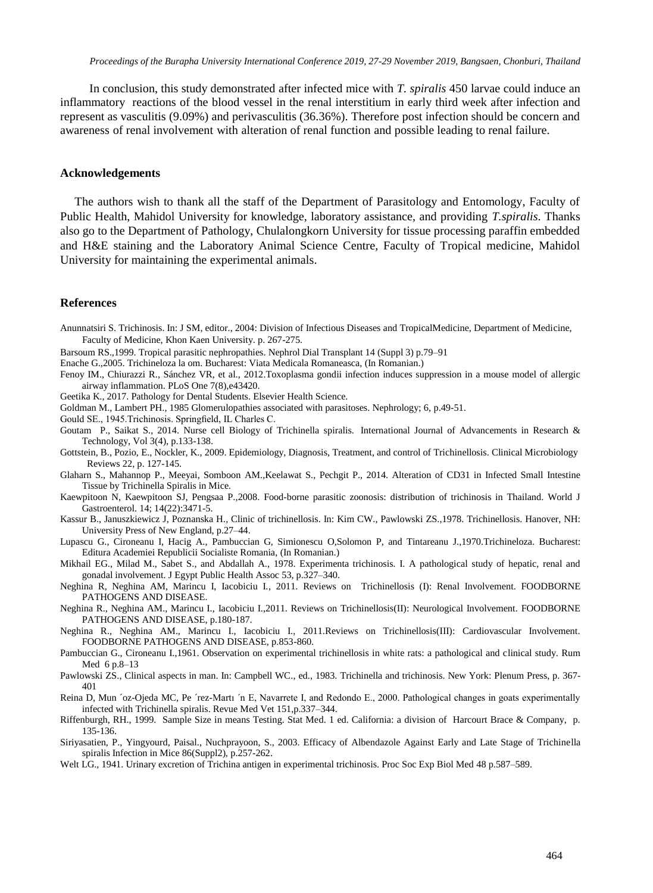In conclusion, this study demonstrated after infected mice with *T. spiralis* 450 larvae could induce an inflammatory reactions of the blood vessel in the renal interstitium in early third week after infection and represent as vasculitis (9.09%) and perivasculitis (36.36%). Therefore post infection should be concern and awareness of renal involvement with alteration of renal function and possible leading to renal failure.

## Acknowledgements

The authors wish to thank all the staff of the Department of Parasitology and Entomology, Faculty of Public Health, Mahidol University for knowledge, laboratory assistance, and providing *T.spiralis*. Thanks also go to the Department of Pathology, Chulalongkorn University for tissue processing paraffin embedded and H&E staining and the Laboratory Animal Science Centre, Faculty of Tropical medicine, Mahidol University for maintaining the experimental animals.

## References

Anunnatsiri S. Trichinosis. In: J SM, editor., 2004: Division of Infectious Diseases and TropicalMedicine, Department of Medicine, Faculty of Medicine, Khon Kaen University. p. 267-275.

Barsoum RS.,1999. Tropical parasitic nephropathies. Nephrol Dial Transplant 14 (Suppl 3) p.79–91

Enache G.,2005. Trichineloza la om. Bucharest: Viata Medicala Romaneasca, (In Romanian.)

Fenoy IM., Chiurazzi R., Sánchez VR, et al., 2012.Toxoplasma gondii infection induces suppression in a mouse model of allergic airway inflammation. PLoS One 7(8),e43420.

Geetika K., 2017. Pathology for Dental Students. Elsevier Health Science.

Goldman M., Lambert PH., 1985 Glomerulopathies associated with parasitoses. Nephrology; 6, p.49-51.

Gould SE., 1945.Trichinosis. Springfield, IL Charles C.

Goutam P., Saikat S., 2014. Nurse cell Biology of Trichinella spiralis. International Journal of Advancements in Research & Technology, Vol 3(4), p.133-138.

Gottstein, B., Pozio, E., Nockler, K., 2009. Epidemiology, Diagnosis, Treatment, and control of Trichinellosis. Clinical Microbiology Reviews 22, p. 127-145.

Glaharn S., Mahannop P., Meeyai, Somboon AM.,Keelawat S., Pechgit P., 2014. Alteration of CD31 in Infected Small Intestine Tissue by Trichinella Spiralis in Mice.

Kaewpitoon N, Kaewpitoon SJ, Pengsaa P.,2008. Food-borne parasitic zoonosis: distribution of trichinosis in Thailand. World J Gastroenterol. 14; 14(22):3471-5.

Kassur B., Januszkiewicz J, Poznanska H., Clinic of trichinellosis. In: Kim CW., Pawlowski ZS.,1978. Trichinellosis. Hanover, NH: University Press of New England, p.27–44.

Lupascu G., Cironeanu I, Hacig A., Pambuccian G, Simionescu O,Solomon P, and Tintareanu J.,1970.Trichineloza. Bucharest: Editura Academiei Republicii Socialiste Romania, (In Romanian.)

Mikhail EG., Milad M., Sabet S., and Abdallah A., 1978. Experimenta trichinosis. I. A pathological study of hepatic, renal and gonadal involvement. J Egypt Public Health Assoc 53, p.327–340.

Neghina R, Neghina AM, Marincu I, Iacobiciu I., 2011. Reviews on Trichinellosis (I): Renal Involvement. FOODBORNE PATHOGENS AND DISEASE.

Neghina R., Neghina AM., Marincu I., Iacobiciu I.,2011. Reviews on Trichinellosis(II): Neurological Involvement. FOODBORNE PATHOGENS AND DISEASE, p.180-187.

Neghina R., Neghina AM., Marincu I., Iacobiciu I., 2011.Reviews on Trichinellosis(III): Cardiovascular Involvement. FOODBORNE PATHOGENS AND DISEASE, p.853-860.

Pambuccian G., Cironeanu I.,1961. Observation on experimental trichinellosis in white rats: a pathological and clinical study. Rum Med 6 p.8–13

Pawlowski ZS., Clinical aspects in man. In: Campbell WC., ed., 1983. Trichinella and trichinosis. New York: Plenum Press, p. 367-401

Reina D, Mun ´oz-Ojeda MC, Pe ´rez-Martı ´n E, Navarrete I, and Redondo E., 2000. Pathological changes in goats experimentally infected with Trichinella spiralis. Revue Med Vet 151,p.337–344.

Riffenburgh, RH., 1999. Sample Size in means Testing. Stat Med. 1 ed. California: a division of Harcourt Brace & Company, p. 135-136.

Siriyasatien, P., Yingyourd, Paisal., Nuchprayoon, S., 2003. Efficacy of Albendazole Against Early and Late Stage of Trichinella spiralis Infection in Mice 86(Suppl2), p.257-262.

Welt LG., 1941. Urinary excretion of Trichina antigen in experimental trichinosis. Proc Soc Exp Biol Med 48 p.587–589.